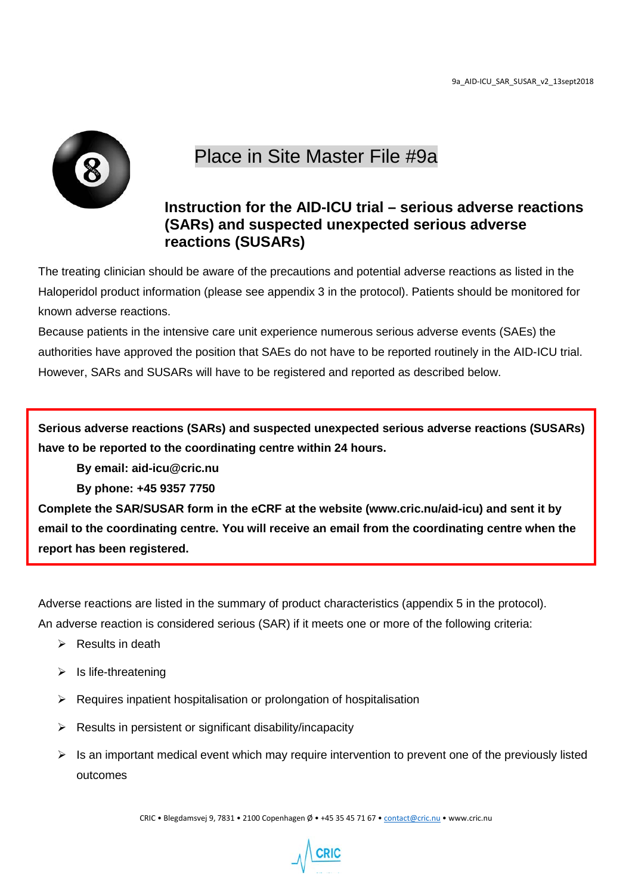9a_AID-ICU_SAR_SUSAR_v2_13sept2018

# Place in Site Master File #9a

## Instruction for the AID-ICU trial – serious adverse reactions (SARs) and suspected unexpected serious adverse reactions (SUSARs)

The treating clinician should be aware of the precautions and potential adverse reactions as listed in the Haloperidol product information (please see appendix 3 in the protocol). Patients should be monitored for known adverse reactions.

Because patients in the intensive care unit experience numerous serious adverse events (SAEs) the authorities have approved the position that SAEs do not have to be reported routinely in the AID-ICU trial. However, SARs and SUSARs will have to be registered and reported as described below.

**Serious adverse reactions (SARs) and suspected unexpected serious adverse reactions (SUSARs) have to be reported to the coordinating centre within 24 hours.**

**By email: aid-icu@cric.nu**

**By phone: +45 9357 7750**

**Complete the SAR/SUSAR form in the eCRF at the website (www.cric.nu/aid-icu) and sent it by email to the coordinating centre. You will receive an email from the coordinating centre when the report has been registered.**

Adverse reactions are listed in the summary of product characteristics (appendix 5 in the protocol).

An adverse reaction is considered serious (SAR) if it meets one or more of the following criteria:

- Results in death
- Is life-threatening
- Requires inpatient hospitalisation or prolongation of hospitalisation
- Results in persistent or significant disability/incapacity
- Is an important medical event which may require intervention to prevent one of the previously listed outcomes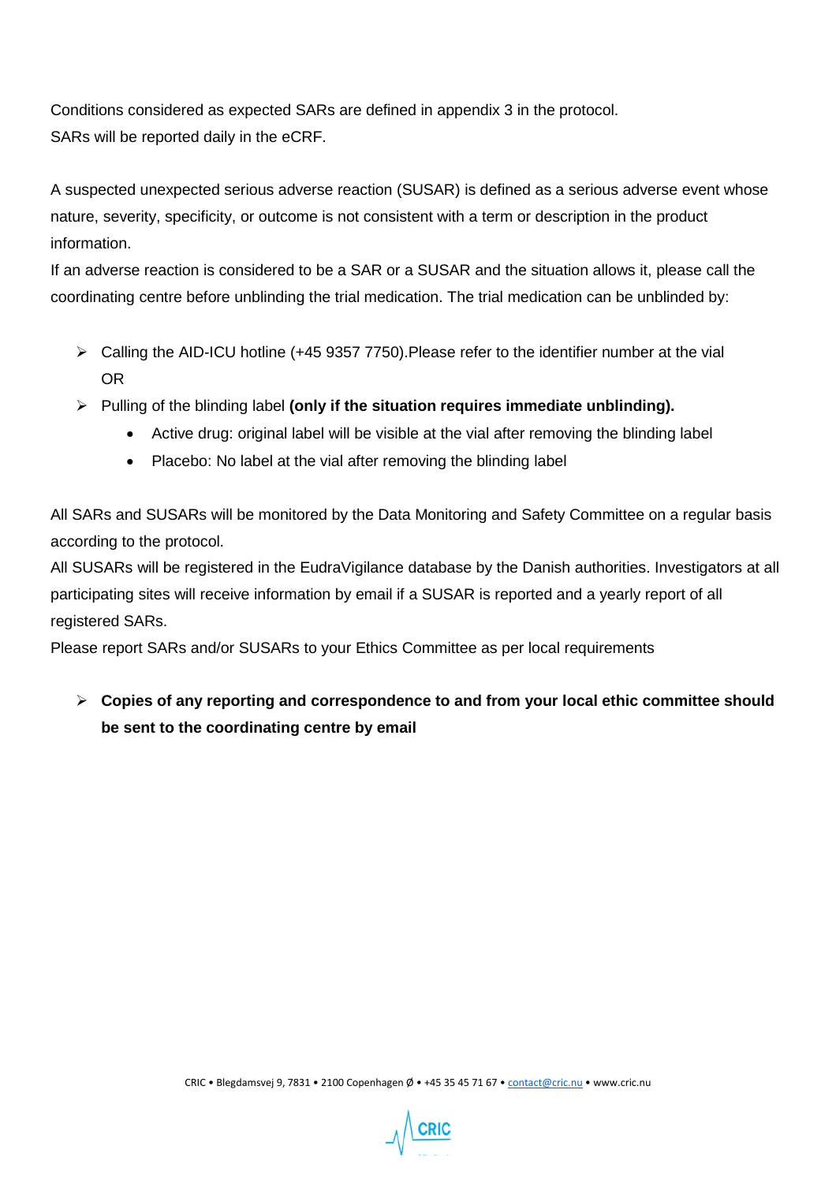Conditions considered as expected SARs are defined in appendix 3 in the protocol.
SARs will be reported daily in the eCRF.

A suspected unexpected serious adverse reaction (SUSAR) is defined as a serious adverse event whose nature, severity, specificity, or outcome is not consistent with a term or description in the product information.
If an adverse reaction is considered to be a SAR or a SUSAR and the situation allows it, please call the coordinating centre before unblinding the trial medication. The trial medication can be unblinded by:

- Calling the AID-ICU hotline (+45 9357 7750).Please refer to the identifier number at the vial OR
- Pulling of the blinding label **(only if the situation requires immediate unblinding).**
    - Active drug: original label will be visible at the vial after removing the blinding label
    - Placebo: No label at the vial after removing the blinding label

All SARs and SUSARs will be monitored by the Data Monitoring and Safety Committee on a regular basis according to the protocol.
All SUSARs will be registered in the EudraVigilance database by the Danish authorities. Investigators at all participating sites will receive information by email if a SUSAR is reported and a yearly report of all registered SARs.
Please report SARs and/or SUSARs to your Ethics Committee as per local requirements

- **Copies of any reporting and correspondence to and from your local ethic committee should be sent to the coordinating centre by email**